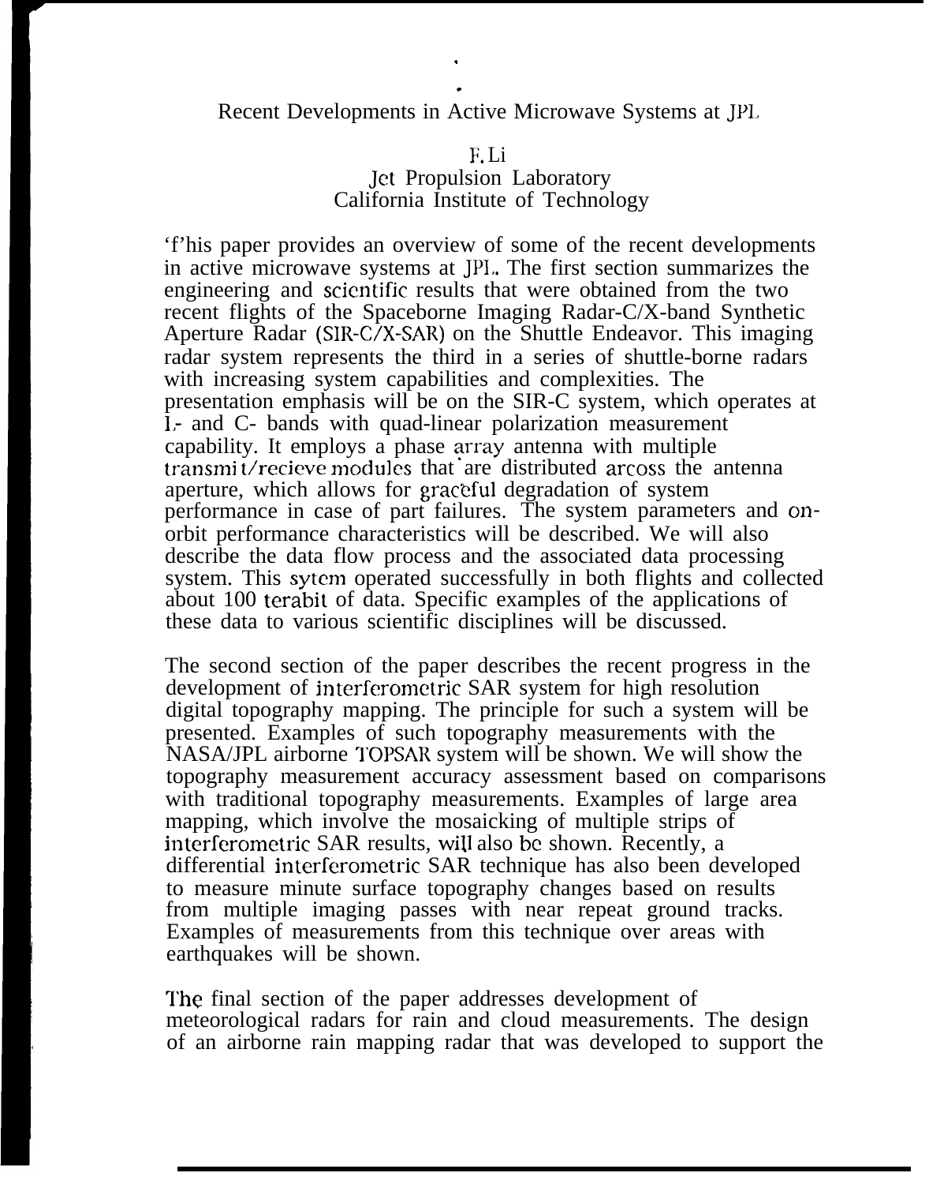# Recent Developments in Active Microwave Systems at JPL

F. Li
Jet Propulsion Laboratory
California Institute of Technology

'f'his paper provides an overview of some of the recent developments in active microwave systems at JPL. The first section summarizes the engineering and scientific results that were obtained from the two recent flights of the Spaceborne Imaging Radar-C/X-band Synthetic Aperture Radar (SIR-C/X-SAR) on the Shuttle Endeavor. This imaging radar system represents the third in a series of shuttle-borne radars with increasing system capabilities and complexities. The presentation emphasis will be on the SIR-C system, which operates at L- and C- bands with quad-linear polarization measurement capability. It employs a phase array antenna with multiple transmit/recieve modules that are distributed arcoss the antenna aperture, which allows for graceful degradation of system performance in case of part failures. The system parameters and on-orbit performance characteristics will be described. We will also describe the data flow process and the associated data processing system. This sytem operated successfully in both flights and collected about 100 terabit of data. Specific examples of the applications of these data to various scientific disciplines will be discussed.

The second section of the paper describes the recent progress in the development of interferometric SAR system for high resolution digital topography mapping. The principle for such a system will be presented. Examples of such topography measurements with the NASA/JPL airborne TOPSAR system will be shown. We will show the topography measurement accuracy assessment based on comparisons with traditional topography measurements. Examples of large area mapping, which involve the mosaicking of multiple strips of interferometric SAR results, will also be shown. Recently, a differential interferometric SAR technique has also been developed to measure minute surface topography changes based on results from multiple imaging passes with near repeat ground tracks. Examples of measurements from this technique over areas with earthquakes will be shown.

The final section of the paper addresses development of meteorological radars for rain and cloud measurements. The design of an airborne rain mapping radar that was developed to support the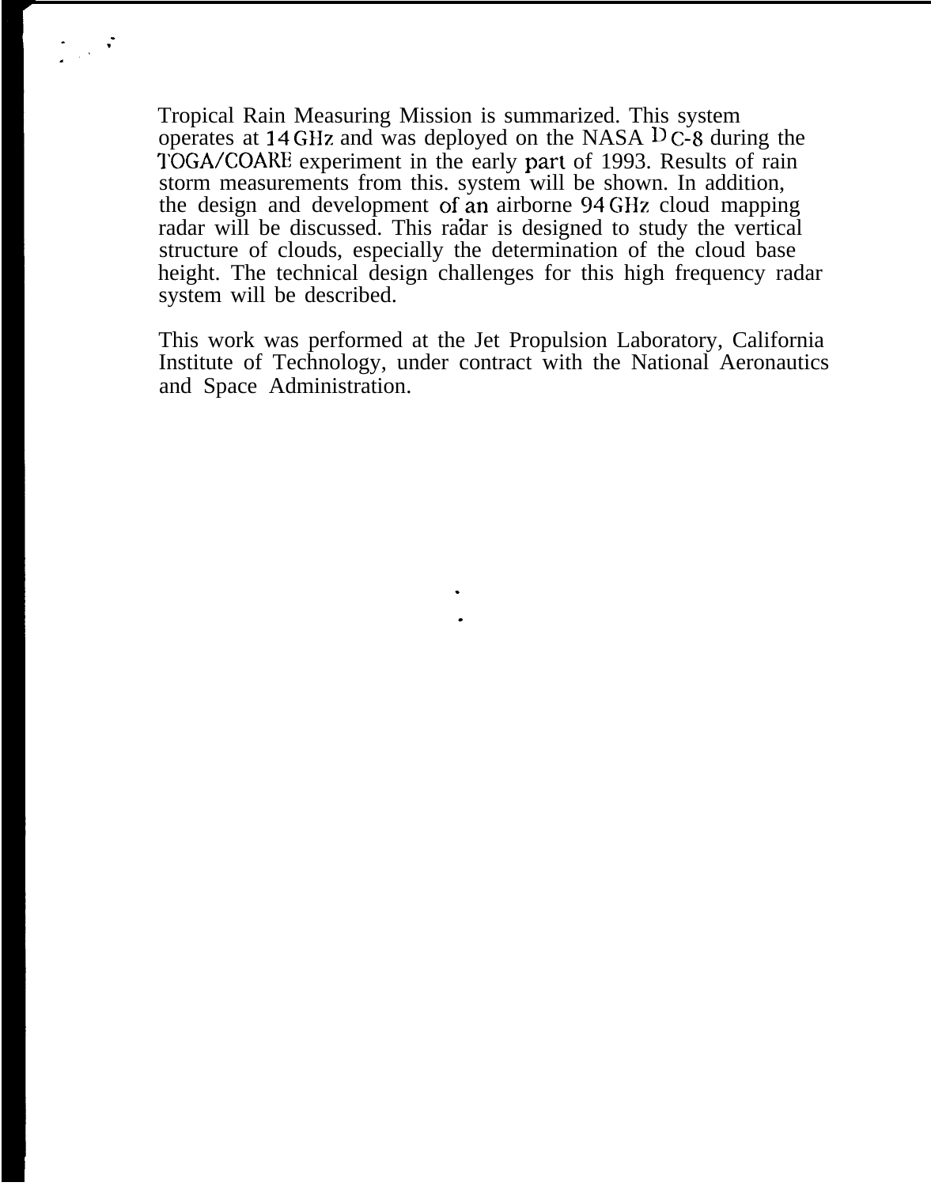Tropical Rain Measuring Mission is summarized. This system operates at 14 GHz and was deployed on the NASA DC-8 during the TOGA/COARE experiment in the early part of 1993. Results of rain storm measurements from this. system will be shown. In addition, the design and development of an airborne 94 GHz cloud mapping radar will be discussed. This radar is designed to study the vertical structure of clouds, especially the determination of the cloud base height. The technical design challenges for this high frequency radar system will be described.

This work was performed at the Jet Propulsion Laboratory, California Institute of Technology, under contract with the National Aeronautics and Space Administration.